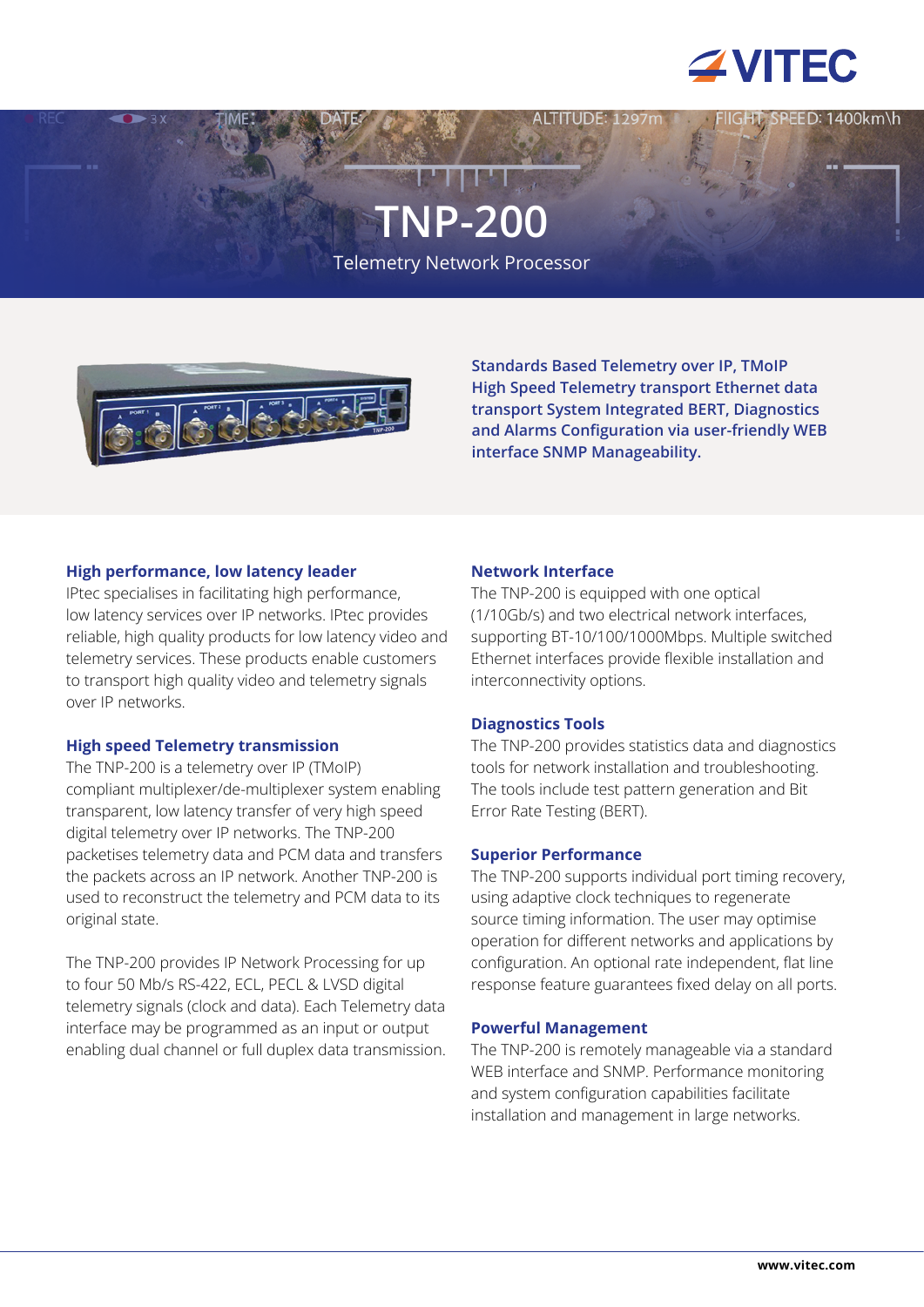# TNP-200

Telemetry Network Processor

**Standards Based Telemetry over IP, TMoIP High Speed Telemetry transport Ethernet data transport System Integrated BERT, Diagnostics and Alarms Configuration via user-friendly WEB interface SNMP Manageability.**

## High performance, low latency leader

IPtec specialises in facilitating high performance, low latency services over IP networks. IPtec provides reliable, high quality products for low latency video and telemetry services. These products enable customers to transport high quality video and telemetry signals over IP networks.

## High speed Telemetry transmission

The TNP-200 is a telemetry over IP (TMoIP) compliant multiplexer/de-multiplexer system enabling transparent, low latency transfer of very high speed digital telemetry over IP networks. The TNP-200 packetises telemetry data and PCM data and transfers the packets across an IP network. Another TNP-200 is used to reconstruct the telemetry and PCM data to its original state.

The TNP-200 provides IP Network Processing for up to four 50 Mb/s RS-422, ECL, PECL & LVSD digital telemetry signals (clock and data). Each Telemetry data interface may be programmed as an input or output enabling dual channel or full duplex data transmission.

## Network Interface

The TNP-200 is equipped with one optical (1/10Gb/s) and two electrical network interfaces, supporting BT-10/100/1000Mbps. Multiple switched Ethernet interfaces provide flexible installation and interconnectivity options.

## Diagnostics Tools

The TNP-200 provides statistics data and diagnostics tools for network installation and troubleshooting. The tools include test pattern generation and Bit Error Rate Testing (BERT).

## Superior Performance

The TNP-200 supports individual port timing recovery, using adaptive clock techniques to regenerate source timing information. The user may optimise operation for different networks and applications by configuration. An optional rate independent, flat line response feature guarantees fixed delay on all ports.

## Powerful Management

The TNP-200 is remotely manageable via a standard WEB interface and SNMP. Performance monitoring and system configuration capabilities facilitate installation and management in large networks.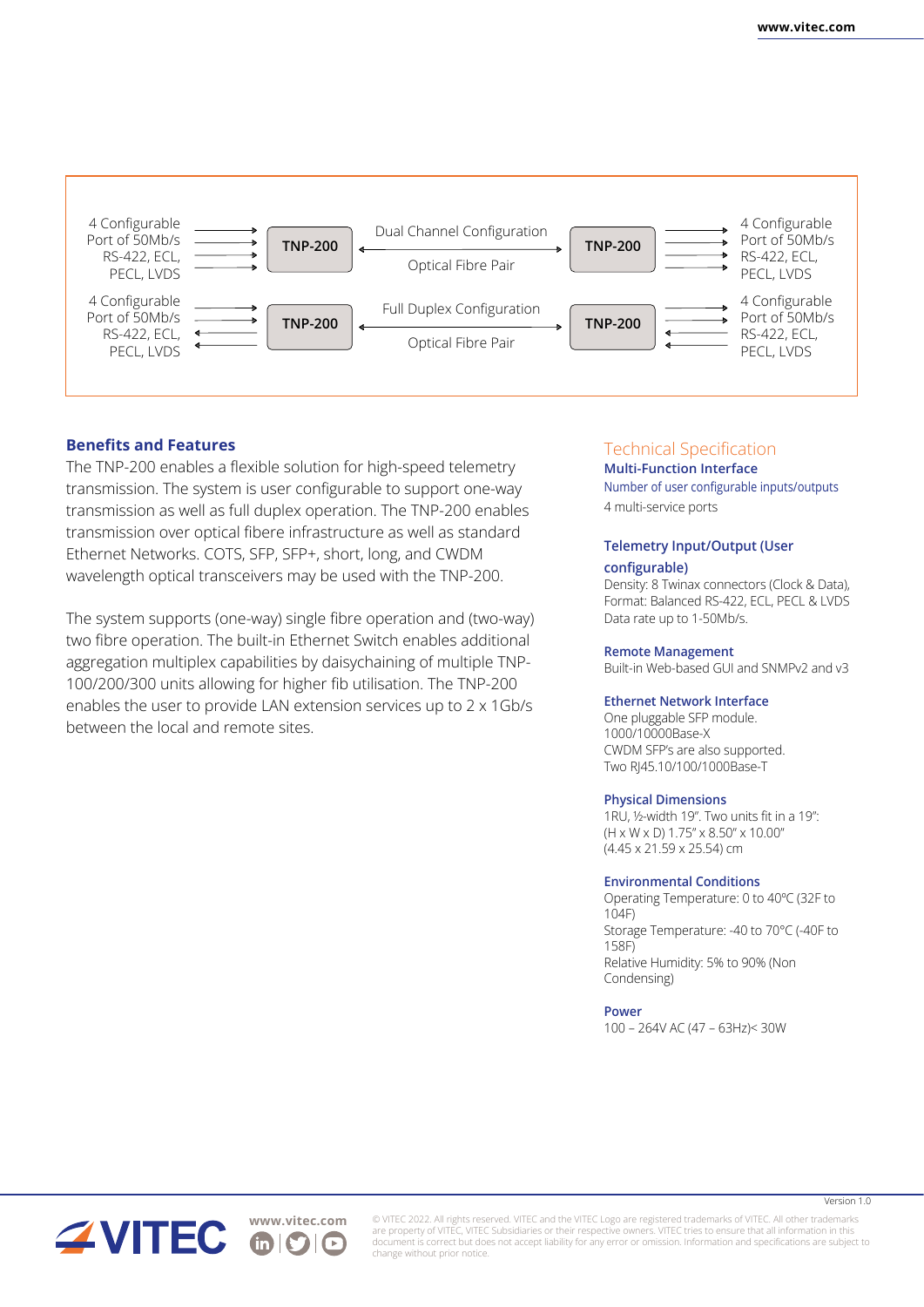4 Configurable Port of 50Mb/s RS-422, ECL, PECL, LVDS

TNP-200

Dual Channel Configuration

Optical Fibre Pair

TNP-200

4 Configurable Port of 50Mb/s RS-422, ECL, PECL, LVDS

4 Configurable Port of 50Mb/s RS-422, ECL, PECL, LVDS

TNP-200

Full Duplex Configuration

Optical Fibre Pair

TNP-200

4 Configurable Port of 50Mb/s RS-422, ECL, PECL, LVDS

## Benefits and Features

The TNP-200 enables a flexible solution for high-speed telemetry transmission. The system is user configurable to support one-way transmission as well as full duplex operation. The TNP-200 enables transmission over optical fibre infrastructure as well as standard Ethernet Networks. COTS, SFP, SFP+, short, long, and CWDM wavelength optical transceivers may be used with the TNP-200.

The system supports (one-way) single fibre operation and (two-way) two fibre operation. The built-in Ethernet Switch enables additional aggregation multiplex capabilities by daisychaining of multiple TNP-100/200/300 units allowing for higher fib utilisation. The TNP-200 enables the user to provide LAN extension services up to 2 x 1Gb/s between the local and remote sites.

## Technical Specification

### Multi-Function Interface

Number of user configurable inputs/outputs

4 multi-service ports

### Telemetry Input/Output (User configurable)

Density: 8 Twinax connectors (Clock & Data),
Format: Balanced RS-422, ECL, PECL & LVDS
Data rate up to 1-50Mb/s.

### Remote Management

Built-in Web-based GUI and SNMPv2 and v3

### Ethernet Network Interface

One pluggable SFP module.
1000/10000Base-X
CWDM SFP's are also supported.
Two RJ45.10/100/1000Base-T

### Physical Dimensions

1RU, ½-width 19". Two units fit in a 19":
(H x W x D) 1.75" x 8.50" x 10.00"
(4.45 x 21.59 x 25.54) cm

### Environmental Conditions

Operating Temperature: 0 to 40ºC (32F to 104F)
Storage Temperature: -40 to 70ºC (-40F to 158F)
Relative Humidity: 5% to 90% (Non Condensing)

### Power

100 – 264V AC (47 – 63Hz)< 30W

Version 1.0

VITEC www.vitec.com

© VITEC 2022. All rights reserved. VITEC and the VITEC Logo are registered trademarks of VITEC. All other trademarks are property of VITEC, VITEC Subsidiaries or their respective owners. VITEC tries to ensure that all information in this document is correct but does not accept liability for any error or omission. Information and specifications are subject to change without prior notice.